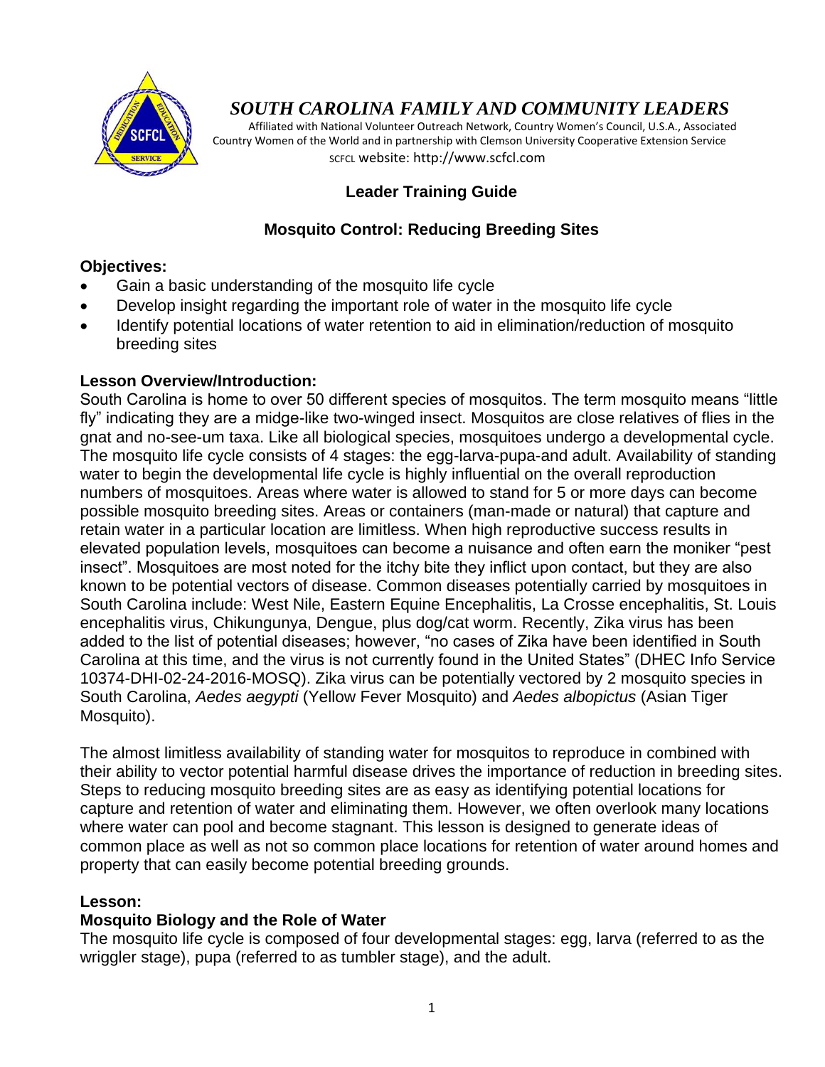# *SOUTH CAROLINA FAMILY AND COMMUNITY LEADERS*

Affiliated with National Volunteer Outreach Network, Country Women's Council, U.S.A., Associated Country Women of the World and in partnership with Clemson University Cooperative Extension Service

SCFCL website: http://www.scfcl.com

## Leader Training Guide

## Mosquito Control: Reducing Breeding Sites

### Objectives:

- Gain a basic understanding of the mosquito life cycle
- Develop insight regarding the important role of water in the mosquito life cycle
- Identify potential locations of water retention to aid in elimination/reduction of mosquito breeding sites

### Lesson Overview/Introduction:

South Carolina is home to over 50 different species of mosquitos. The term mosquito means "little fly" indicating they are a midge-like two-winged insect. Mosquitos are close relatives of flies in the gnat and no-see-um taxa. Like all biological species, mosquitoes undergo a developmental cycle. The mosquito life cycle consists of 4 stages: the egg-larva-pupa-and adult. Availability of standing water to begin the developmental life cycle is highly influential on the overall reproduction numbers of mosquitoes. Areas where water is allowed to stand for 5 or more days can become possible mosquito breeding sites. Areas or containers (man-made or natural) that capture and retain water in a particular location are limitless. When high reproductive success results in elevated population levels, mosquitoes can become a nuisance and often earn the moniker "pest insect". Mosquitoes are most noted for the itchy bite they inflict upon contact, but they are also known to be potential vectors of disease. Common diseases potentially carried by mosquitoes in South Carolina include: West Nile, Eastern Equine Encephalitis, La Crosse encephalitis, St. Louis encephalitis virus, Chikungunya, Dengue, plus dog/cat worm. Recently, Zika virus has been added to the list of potential diseases; however, "no cases of Zika have been identified in South Carolina at this time, and the virus is not currently found in the United States" (DHEC Info Service 10374-DHI-02-24-2016-MOSQ). Zika virus can be potentially vectored by 2 mosquito species in South Carolina, *Aedes aegypti* (Yellow Fever Mosquito) and *Aedes albopictus* (Asian Tiger Mosquito).

The almost limitless availability of standing water for mosquitos to reproduce in combined with their ability to vector potential harmful disease drives the importance of reduction in breeding sites. Steps to reducing mosquito breeding sites are as easy as identifying potential locations for capture and retention of water and eliminating them. However, we often overlook many locations where water can pool and become stagnant. This lesson is designed to generate ideas of common place as well as not so common place locations for retention of water around homes and property that can easily become potential breeding grounds.

### Lesson:

### Mosquito Biology and the Role of Water

The mosquito life cycle is composed of four developmental stages: egg, larva (referred to as the wriggler stage), pupa (referred to as tumbler stage), and the adult.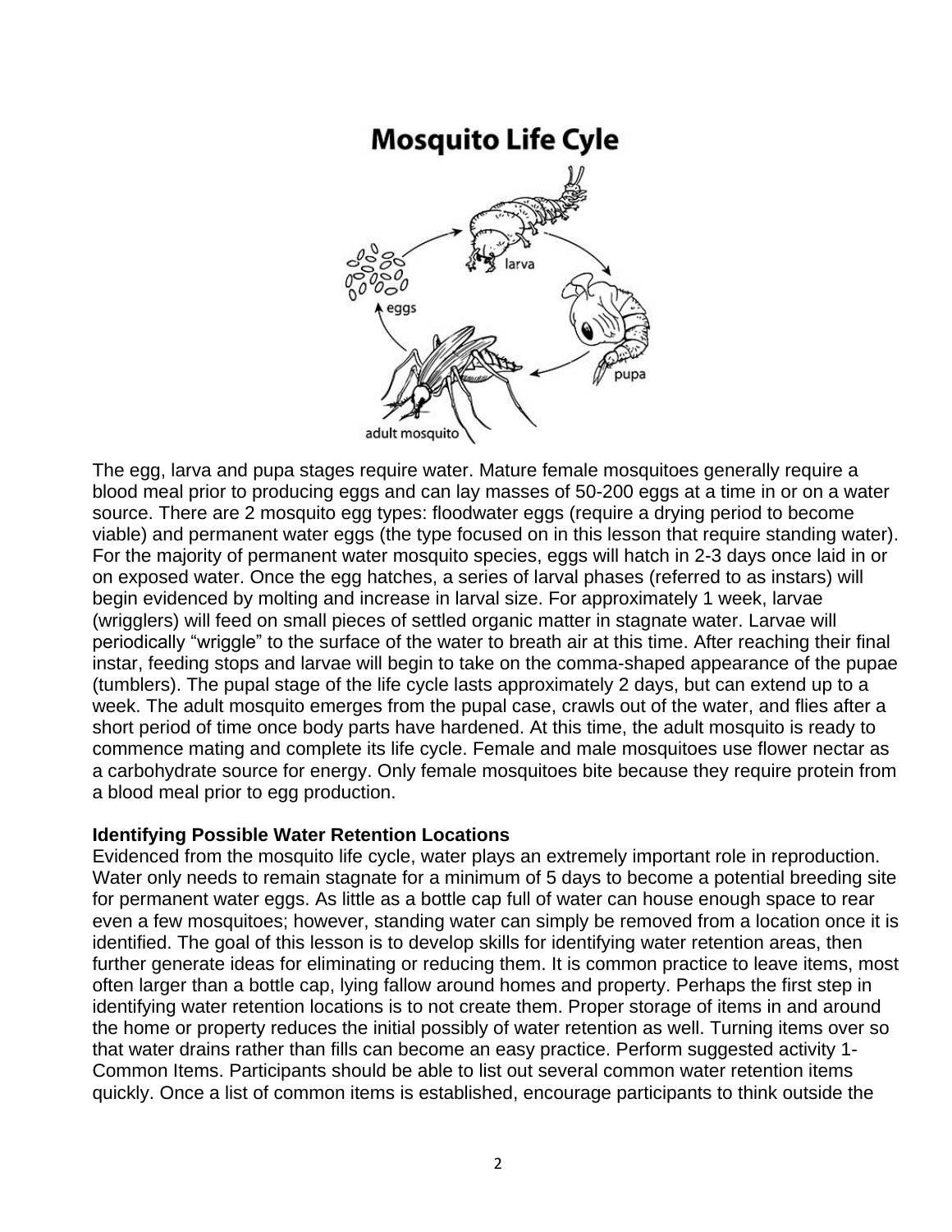## Mosquito Life Cyle

eggs

larva

pupa

adult mosquito

The egg, larva and pupa stages require water. Mature female mosquitoes generally require a blood meal prior to producing eggs and can lay masses of 50-200 eggs at a time in or on a water source. There are 2 mosquito egg types: floodwater eggs (require a drying period to become viable) and permanent water eggs (the type focused on in this lesson that require standing water). For the majority of permanent water mosquito species, eggs will hatch in 2-3 days once laid in or on exposed water. Once the egg hatches, a series of larval phases (referred to as instars) will begin evidenced by molting and increase in larval size. For approximately 1 week, larvae (wrigglers) will feed on small pieces of settled organic matter in stagnate water. Larvae will periodically "wriggle" to the surface of the water to breath air at this time. After reaching their final instar, feeding stops and larvae will begin to take on the comma-shaped appearance of the pupae (tumblers). The pupal stage of the life cycle lasts approximately 2 days, but can extend up to a week. The adult mosquito emerges from the pupal case, crawls out of the water, and flies after a short period of time once body parts have hardened. At this time, the adult mosquito is ready to commence mating and complete its life cycle. Female and male mosquitoes use flower nectar as a carbohydrate source for energy. Only female mosquitoes bite because they require protein from a blood meal prior to egg production.

**Identifying Possible Water Retention Locations**

Evidenced from the mosquito life cycle, water plays an extremely important role in reproduction. Water only needs to remain stagnate for a minimum of 5 days to become a potential breeding site for permanent water eggs. As little as a bottle cap full of water can house enough space to rear even a few mosquitoes; however, standing water can simply be removed from a location once it is identified. The goal of this lesson is to develop skills for identifying water retention areas, then further generate ideas for eliminating or reducing them. It is common practice to leave items, most often larger than a bottle cap, lying fallow around homes and property. Perhaps the first step in identifying water retention locations is to not create them. Proper storage of items in and around the home or property reduces the initial possibly of water retention as well. Turning items over so that water drains rather than fills can become an easy practice. Perform suggested activity 1- Common Items. Participants should be able to list out several common water retention items quickly. Once a list of common items is established, encourage participants to think outside the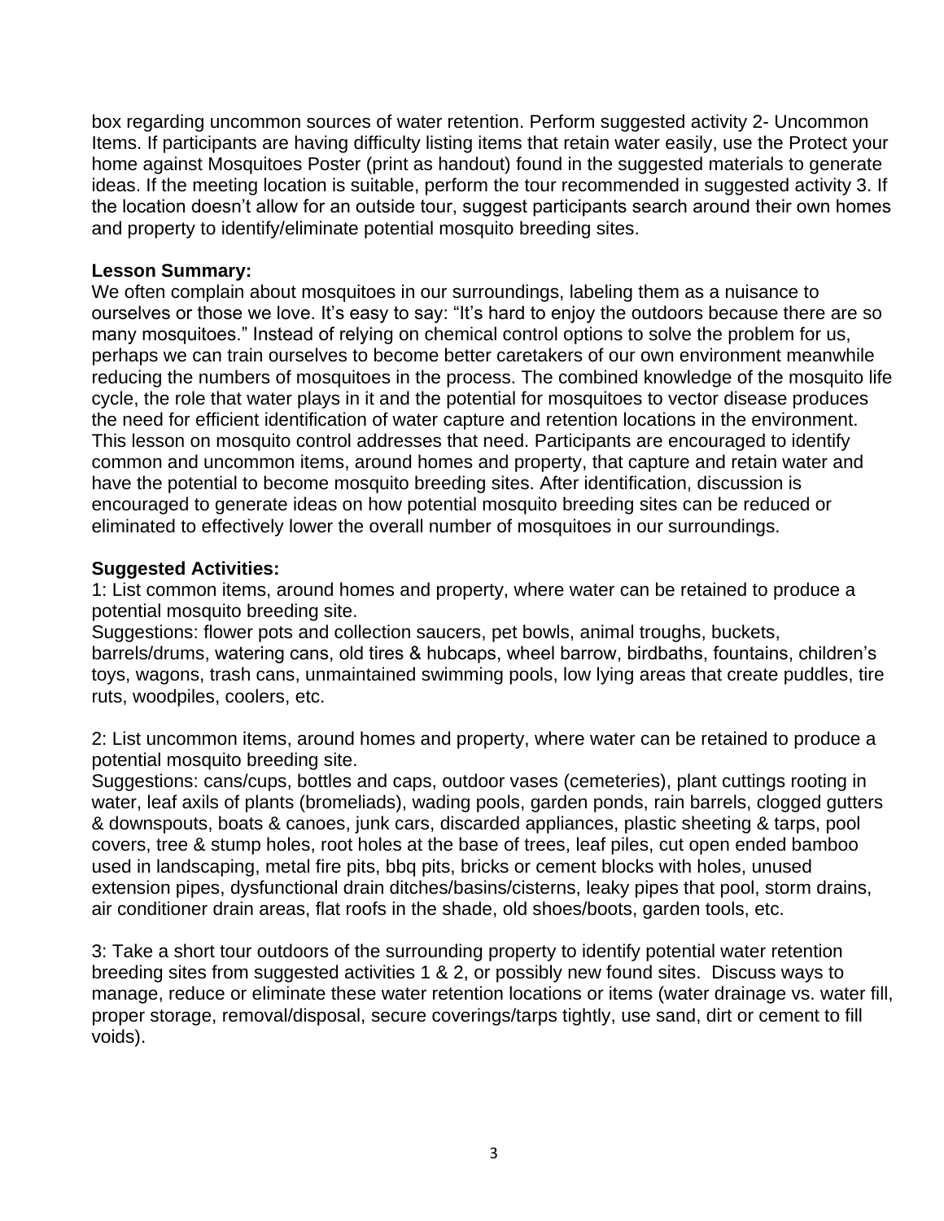box regarding uncommon sources of water retention. Perform suggested activity 2- Uncommon Items. If participants are having difficulty listing items that retain water easily, use the Protect your home against Mosquitoes Poster (print as handout) found in the suggested materials to generate ideas. If the meeting location is suitable, perform the tour recommended in suggested activity 3. If the location doesn't allow for an outside tour, suggest participants search around their own homes and property to identify/eliminate potential mosquito breeding sites.

**Lesson Summary:**
We often complain about mosquitoes in our surroundings, labeling them as a nuisance to ourselves or those we love. It's easy to say: "It's hard to enjoy the outdoors because there are so many mosquitoes." Instead of relying on chemical control options to solve the problem for us, perhaps we can train ourselves to become better caretakers of our own environment meanwhile reducing the numbers of mosquitoes in the process. The combined knowledge of the mosquito life cycle, the role that water plays in it and the potential for mosquitoes to vector disease produces the need for efficient identification of water capture and retention locations in the environment. This lesson on mosquito control addresses that need. Participants are encouraged to identify common and uncommon items, around homes and property, that capture and retain water and have the potential to become mosquito breeding sites. After identification, discussion is encouraged to generate ideas on how potential mosquito breeding sites can be reduced or eliminated to effectively lower the overall number of mosquitoes in our surroundings.

**Suggested Activities:**
1: List common items, around homes and property, where water can be retained to produce a potential mosquito breeding site.
Suggestions: flower pots and collection saucers, pet bowls, animal troughs, buckets, barrels/drums, watering cans, old tires & hubcaps, wheel barrow, birdbaths, fountains, children's toys, wagons, trash cans, unmaintained swimming pools, low lying areas that create puddles, tire ruts, woodpiles, coolers, etc.

2: List uncommon items, around homes and property, where water can be retained to produce a potential mosquito breeding site.
Suggestions: cans/cups, bottles and caps, outdoor vases (cemeteries), plant cuttings rooting in water, leaf axils of plants (bromeliads), wading pools, garden ponds, rain barrels, clogged gutters & downspouts, boats & canoes, junk cars, discarded appliances, plastic sheeting & tarps, pool covers, tree & stump holes, root holes at the base of trees, leaf piles, cut open ended bamboo used in landscaping, metal fire pits, bbq pits, bricks or cement blocks with holes, unused extension pipes, dysfunctional drain ditches/basins/cisterns, leaky pipes that pool, storm drains, air conditioner drain areas, flat roofs in the shade, old shoes/boots, garden tools, etc.

3: Take a short tour outdoors of the surrounding property to identify potential water retention breeding sites from suggested activities 1 & 2, or possibly new found sites. Discuss ways to manage, reduce or eliminate these water retention locations or items (water drainage vs. water fill, proper storage, removal/disposal, secure coverings/tarps tightly, use sand, dirt or cement to fill voids).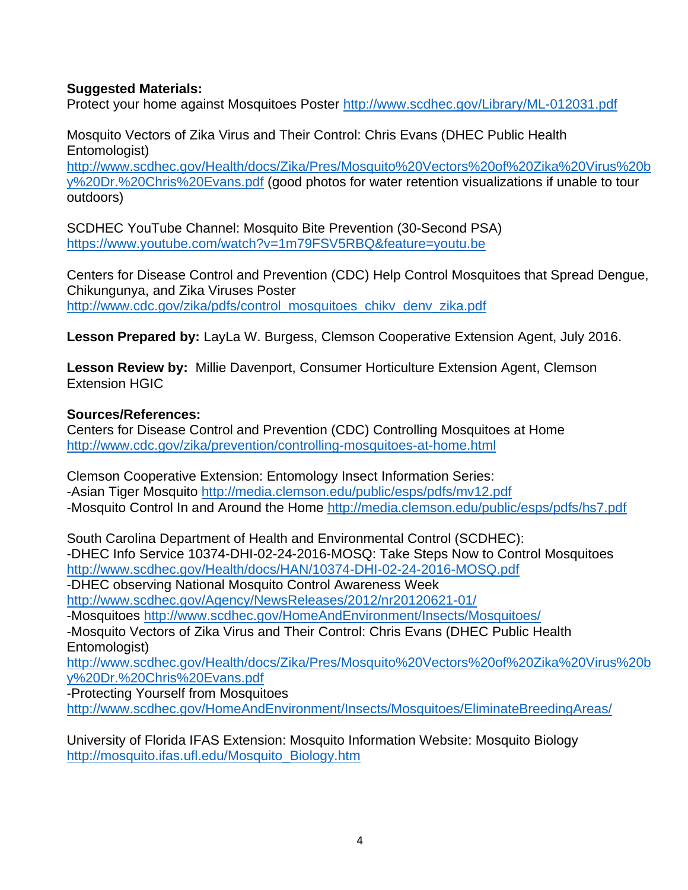**Suggested Materials:**
Protect your home against Mosquitoes Poster http://www.scdhec.gov/Library/ML-012031.pdf

Mosquito Vectors of Zika Virus and Their Control: Chris Evans (DHEC Public Health Entomologist)
http://www.scdhec.gov/Health/docs/Zika/Pres/Mosquito%20Vectors%20of%20Zika%20Virus%20by%20Dr.%20Chris%20Evans.pdf (good photos for water retention visualizations if unable to tour outdoors)

SCDHEC YouTube Channel: Mosquito Bite Prevention (30-Second PSA)
https://www.youtube.com/watch?v=1m79FSV5RBQ&feature=youtu.be

Centers for Disease Control and Prevention (CDC) Help Control Mosquitoes that Spread Dengue, Chikungunya, and Zika Viruses Poster
http://www.cdc.gov/zika/pdfs/control_mosquitoes_chikv_denv_zika.pdf

**Lesson Prepared by:** LayLa W. Burgess, Clemson Cooperative Extension Agent, July 2016.

**Lesson Review by:** Millie Davenport, Consumer Horticulture Extension Agent, Clemson Extension HGIC

**Sources/References:**
Centers for Disease Control and Prevention (CDC) Controlling Mosquitoes at Home
http://www.cdc.gov/zika/prevention/controlling-mosquitoes-at-home.html

Clemson Cooperative Extension: Entomology Insect Information Series:
-Asian Tiger Mosquito http://media.clemson.edu/public/esps/pdfs/mv12.pdf
-Mosquito Control In and Around the Home http://media.clemson.edu/public/esps/pdfs/hs7.pdf

South Carolina Department of Health and Environmental Control (SCDHEC):
-DHEC Info Service 10374-DHI-02-24-2016-MOSQ: Take Steps Now to Control Mosquitoes
http://www.scdhec.gov/Health/docs/HAN/10374-DHI-02-24-2016-MOSQ.pdf
-DHEC observing National Mosquito Control Awareness Week
http://www.scdhec.gov/Agency/NewsReleases/2012/nr20120621-01/
-Mosquitoes http://www.scdhec.gov/HomeAndEnvironment/Insects/Mosquitoes/
-Mosquito Vectors of Zika Virus and Their Control: Chris Evans (DHEC Public Health Entomologist)
http://www.scdhec.gov/Health/docs/Zika/Pres/Mosquito%20Vectors%20of%20Zika%20Virus%20by%20Dr.%20Chris%20Evans.pdf
-Protecting Yourself from Mosquitoes
http://www.scdhec.gov/HomeAndEnvironment/Insects/Mosquitoes/EliminateBreedingAreas/

University of Florida IFAS Extension: Mosquito Information Website: Mosquito Biology
http://mosquito.ifas.ufl.edu/Mosquito_Biology.htm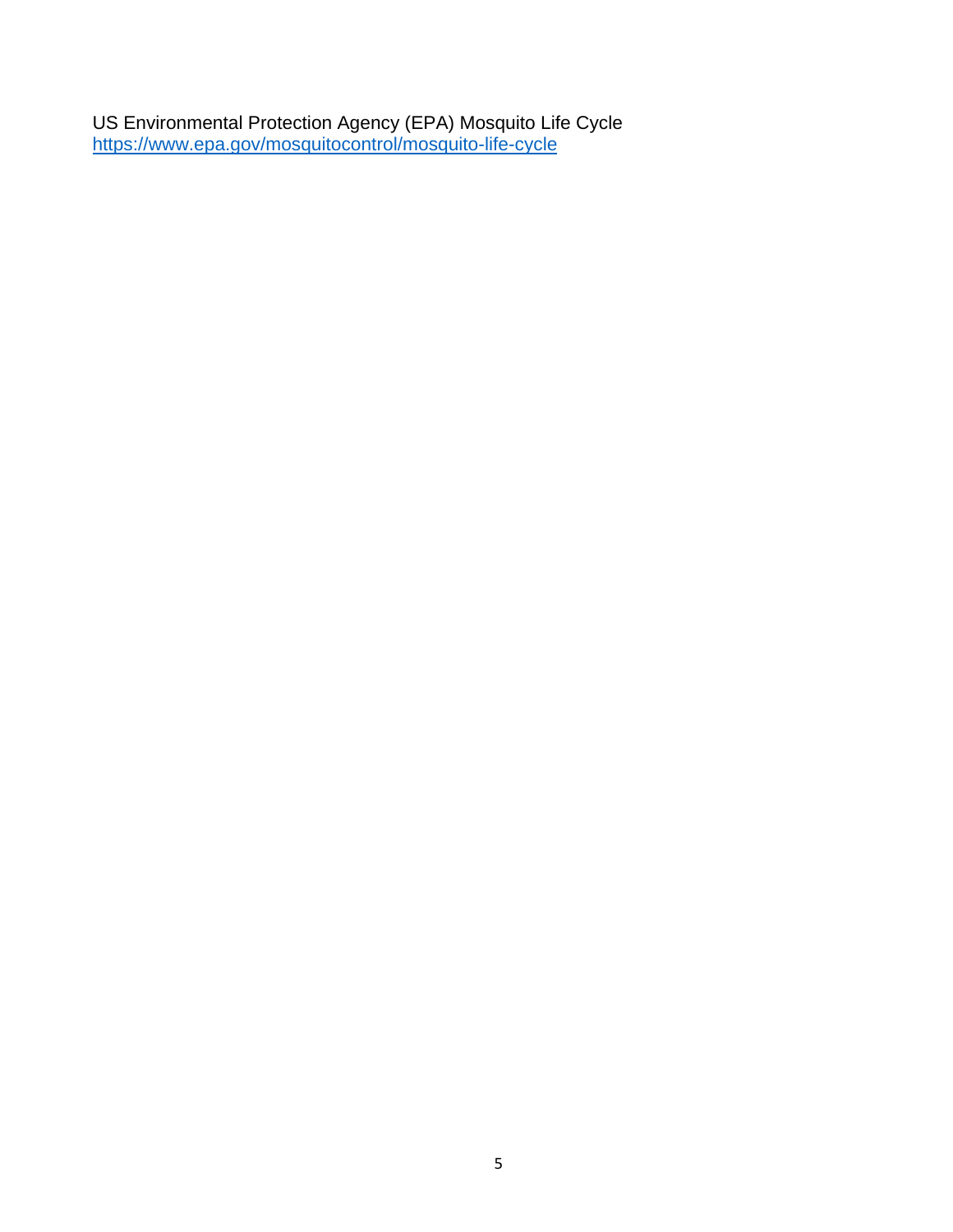US Environmental Protection Agency (EPA) Mosquito Life Cycle
[https://www.epa.gov/mosquitocontrol/mosquito-life-cycle](https://www.epa.gov/mosquitocontrol/mosquito-life-cycle)